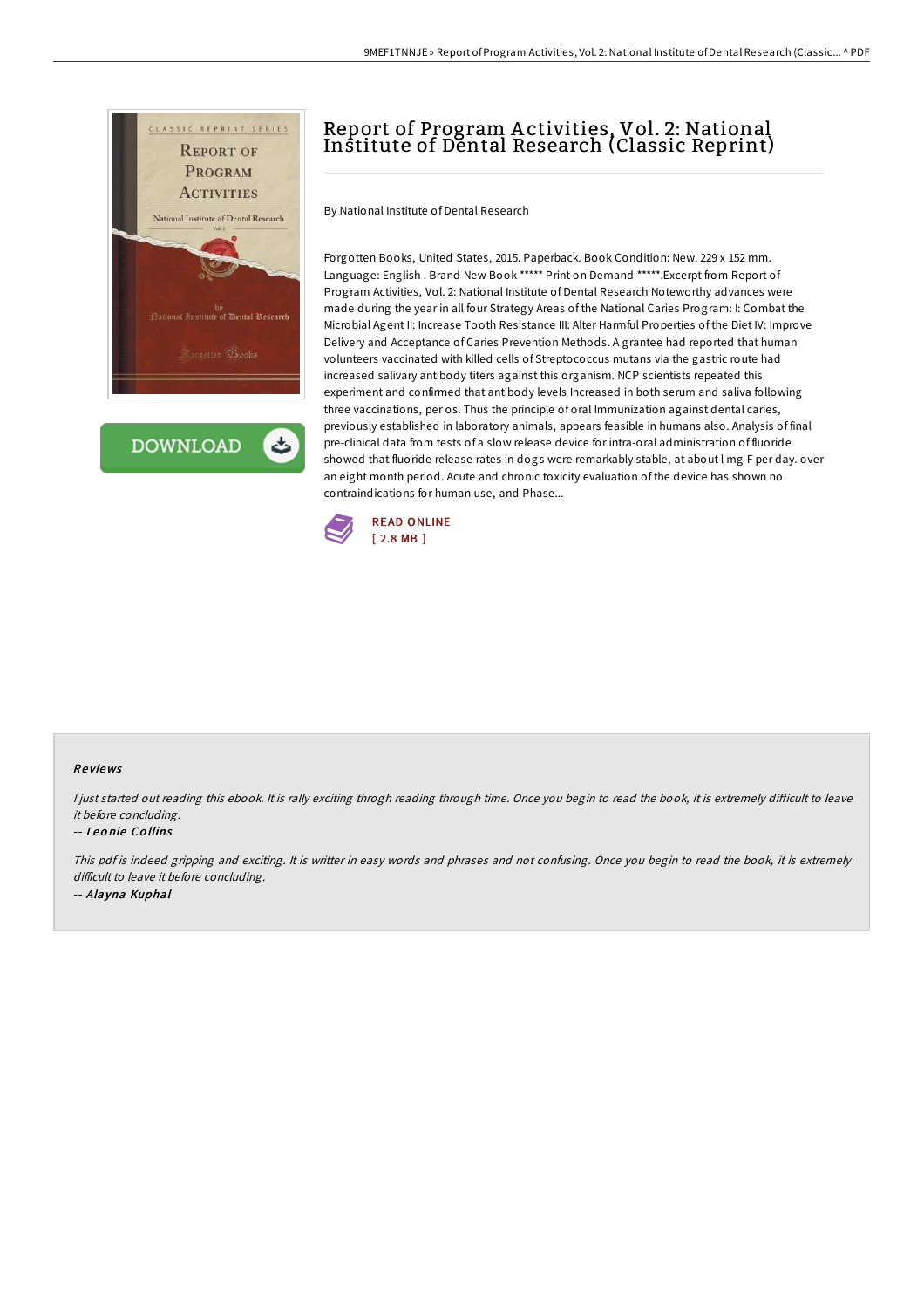# Report of Program Activities, Vol. 2: National Institute of Dental Research (Classic Reprint)

By National Institute of Dental Research

Forgotten Books, United States, 2015. Paperback. Book Condition: New. 229 x 152 mm. Language: English . Brand New Book ***** Print on Demand *****.Excerpt from Report of Program Activities, Vol. 2: National Institute of Dental Research Noteworthy advances were made during the year in all four Strategy Areas of the National Caries Program: I: Combat the Microbial Agent II: Increase Tooth Resistance III: Alter Harmful Properties of the Diet IV: Improve Delivery and Acceptance of Caries Prevention Methods. A grantee had reported that human volunteers vaccinated with killed cells of Streptococcus mutans via the gastric route had increased salivary antibody titers against this organism. NCP scientists repeated this experiment and confirmed that antibody levels Increased in both serum and saliva following three vaccinations, per os. Thus the principle of oral Immunization against dental caries, previously established in laboratory animals, appears feasible in humans also. Analysis of final pre-clinical data from tests of a slow release device for intra-oral administration of fluoride showed that fluoride release rates in dogs were remarkably stable, at about l mg F per day. over an eight month period. Acute and chronic toxicity evaluation of the device has shown no contraindications for human use, and Phase...

READ ONLINE
[ 2.8 MB ]

## Reviews

*I just started out reading this ebook. It is rally exciting throgh reading through time. Once you begin to read the book, it is extremely difficult to leave it before concluding.*

-- *Leonie Collins*

*This pdf is indeed gripping and exciting. It is writter in easy words and phrases and not confusing. Once you begin to read the book, it is extremely difficult to leave it before concluding.*

-- *Alayna Kuphal*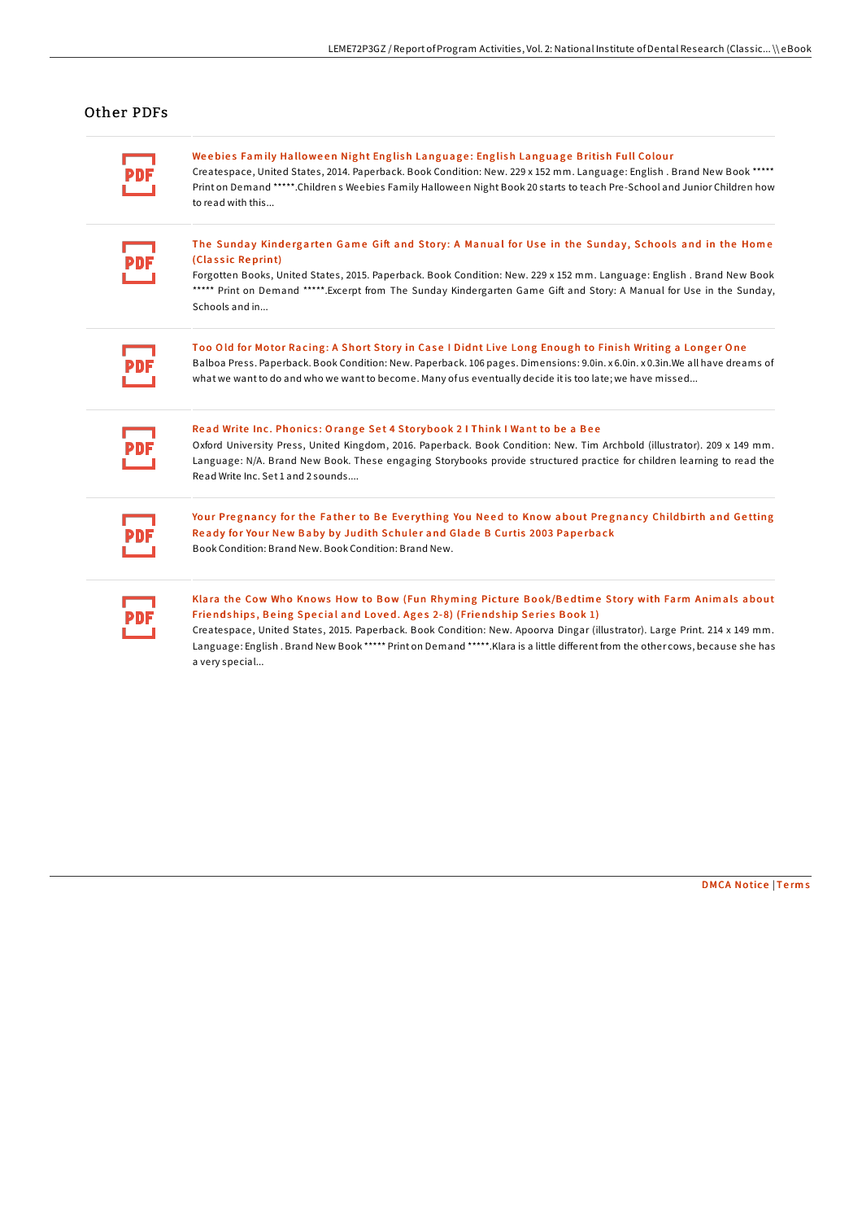## Other PDFs

**Weebies Family Halloween Night English Language: English Language British Full Colour**

Createspace, United States, 2014. Paperback. Book Condition: New. 229 x 152 mm. Language: English . Brand New Book ***** Print on Demand *****.Children s Weebies Family Halloween Night Book 20 starts to teach Pre-School and Junior Children how to read with this...

**The Sunday Kindergarten Game Gift and Story: A Manual for Use in the Sunday, Schools and in the Home (Classic Reprint)**

Forgotten Books, United States, 2015. Paperback. Book Condition: New. 229 x 152 mm. Language: English . Brand New Book ***** Print on Demand *****.Excerpt from The Sunday Kindergarten Game Gift and Story: A Manual for Use in the Sunday, Schools and in...

**Too Old for Motor Racing: A Short Story in Case I Didnt Live Long Enough to Finish Writing a Longer One**

Balboa Press. Paperback. Book Condition: New. Paperback. 106 pages. Dimensions: 9.0in. x 6.0in. x 0.3in.We all have dreams of what we want to do and who we want to become. Many of us eventually decide it is too late; we have missed...

**Read Write Inc. Phonics: Orange Set 4 Storybook 2 I Think I Want to be a Bee**

Oxford University Press, United Kingdom, 2016. Paperback. Book Condition: New. Tim Archbold (illustrator). 209 x 149 mm. Language: N/A. Brand New Book. These engaging Storybooks provide structured practice for children learning to read the Read Write Inc. Set 1 and 2 sounds....

**Your Pregnancy for the Father to Be Everything You Need to Know about Pregnancy Childbirth and Getting Ready for Your New Baby by Judith Schuler and Glade B Curtis 2003 Paperback**

Book Condition: Brand New. Book Condition: Brand New.

**Klara the Cow Who Knows How to Bow (Fun Rhyming Picture Book/Bedtime Story with Farm Animals about Friendships, Being Special and Loved. Ages 2-8) (Friendship Series Book 1)**

Createspace, United States, 2015. Paperback. Book Condition: New. Apoorva Dingar (illustrator). Large Print. 214 x 149 mm. Language: English . Brand New Book ***** Print on Demand *****.Klara is a little different from the other cows, because she has a very special...